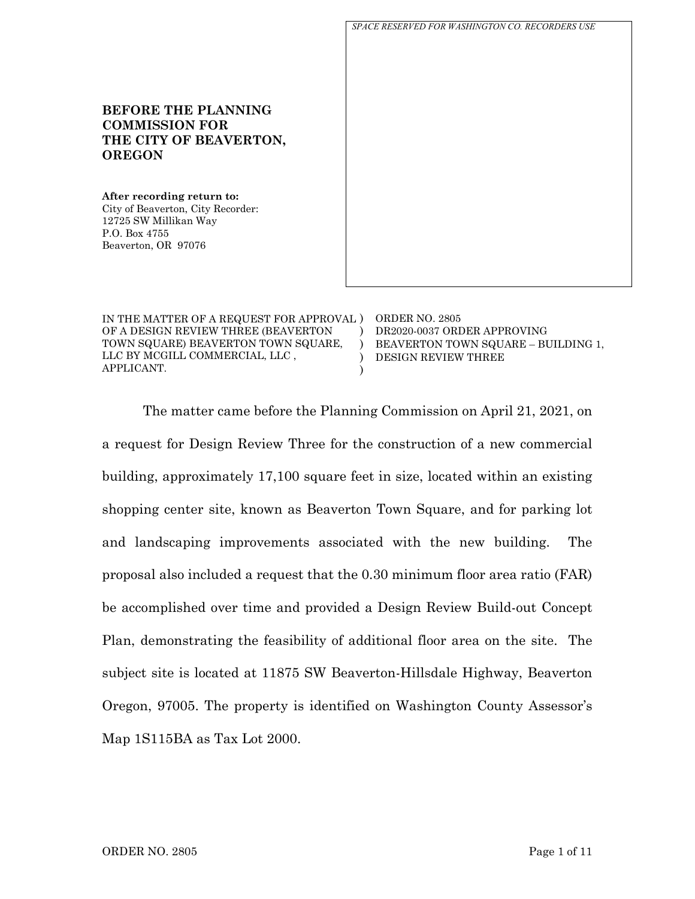SPACE RESERVED FOR WASHINGTON CO. RECORDERS USE

**BEFORE THE PLANNING COMMISSION FOR THE CITY OF BEAVERTON, OREGON**

**After recording return to:**
City of Beaverton, City Recorder:
12725 SW Millikan Way
P.O. Box 4755
Beaverton, OR 97076

| | |
|---|---|
| IN THE MATTER OF A REQUEST FOR APPROVAL OF A DESIGN REVIEW THREE (BEAVERTON TOWN SQUARE) BEAVERTON TOWN SQUARE, LLC BY MCGILL COMMERCIAL, LLC , APPLICANT. | ORDER NO. 2805<br>DR2020-0037 ORDER APPROVING BEAVERTON TOWN SQUARE – BUILDING 1, DESIGN REVIEW THREE |

The matter came before the Planning Commission on April 21, 2021, on a request for Design Review Three for the construction of a new commercial building, approximately 17,100 square feet in size, located within an existing shopping center site, known as Beaverton Town Square, and for parking lot and landscaping improvements associated with the new building. The proposal also included a request that the 0.30 minimum floor area ratio (FAR) be accomplished over time and provided a Design Review Build-out Concept Plan, demonstrating the feasibility of additional floor area on the site. The subject site is located at 11875 SW Beaverton-Hillsdale Highway, Beaverton Oregon, 97005. The property is identified on Washington County Assessor's Map 1S115BA as Tax Lot 2000.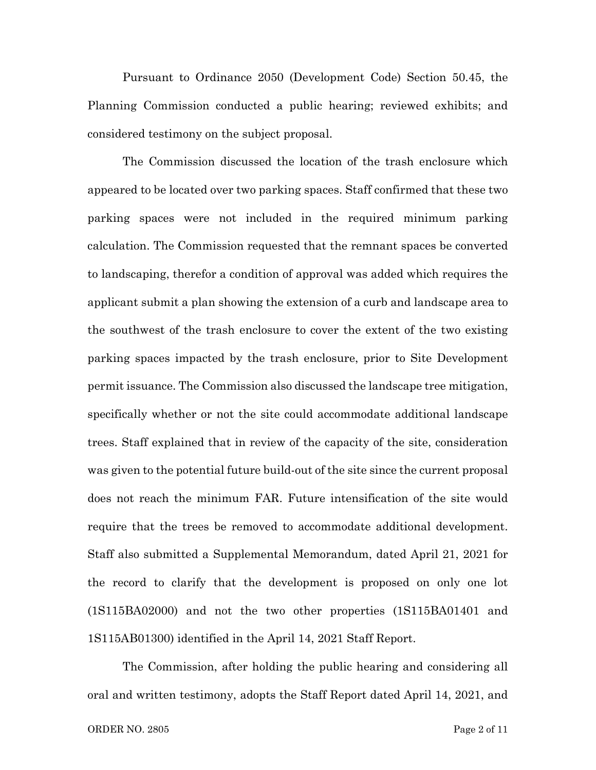Pursuant to Ordinance 2050 (Development Code) Section 50.45, the Planning Commission conducted a public hearing; reviewed exhibits; and considered testimony on the subject proposal.

The Commission discussed the location of the trash enclosure which appeared to be located over two parking spaces. Staff confirmed that these two parking spaces were not included in the required minimum parking calculation. The Commission requested that the remnant spaces be converted to landscaping, therefor a condition of approval was added which requires the applicant submit a plan showing the extension of a curb and landscape area to the southwest of the trash enclosure to cover the extent of the two existing parking spaces impacted by the trash enclosure, prior to Site Development permit issuance. The Commission also discussed the landscape tree mitigation, specifically whether or not the site could accommodate additional landscape trees. Staff explained that in review of the capacity of the site, consideration was given to the potential future build-out of the site since the current proposal does not reach the minimum FAR. Future intensification of the site would require that the trees be removed to accommodate additional development. Staff also submitted a Supplemental Memorandum, dated April 21, 2021 for the record to clarify that the development is proposed on only one lot (1S115BA02000) and not the two other properties (1S115BA01401 and 1S115AB01300) identified in the April 14, 2021 Staff Report.

The Commission, after holding the public hearing and considering all oral and written testimony, adopts the Staff Report dated April 14, 2021, and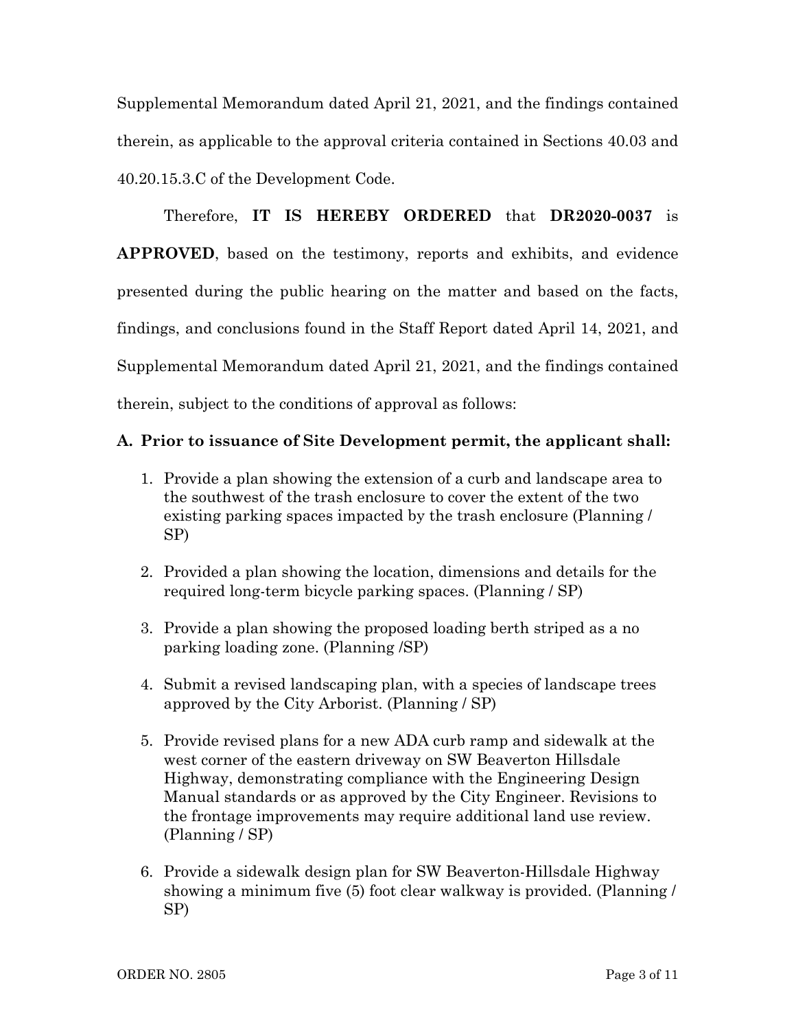Supplemental Memorandum dated April 21, 2021, and the findings contained therein, as applicable to the approval criteria contained in Sections 40.03 and 40.20.15.3.C of the Development Code.

Therefore, **IT IS HEREBY ORDERED** that **DR2020-0037** is **APPROVED**, based on the testimony, reports and exhibits, and evidence presented during the public hearing on the matter and based on the facts, findings, and conclusions found in the Staff Report dated April 14, 2021, and Supplemental Memorandum dated April 21, 2021, and the findings contained therein, subject to the conditions of approval as follows:

**A. Prior to issuance of Site Development permit, the applicant shall:**

1. Provide a plan showing the extension of a curb and landscape area to the southwest of the trash enclosure to cover the extent of the two existing parking spaces impacted by the trash enclosure (Planning / SP)

2. Provided a plan showing the location, dimensions and details for the required long-term bicycle parking spaces. (Planning / SP)

3. Provide a plan showing the proposed loading berth striped as a no parking loading zone. (Planning /SP)

4. Submit a revised landscaping plan, with a species of landscape trees approved by the City Arborist. (Planning / SP)

5. Provide revised plans for a new ADA curb ramp and sidewalk at the west corner of the eastern driveway on SW Beaverton Hillsdale Highway, demonstrating compliance with the Engineering Design Manual standards or as approved by the City Engineer. Revisions to the frontage improvements may require additional land use review. (Planning / SP)

6. Provide a sidewalk design plan for SW Beaverton-Hillsdale Highway showing a minimum five (5) foot clear walkway is provided. (Planning / SP)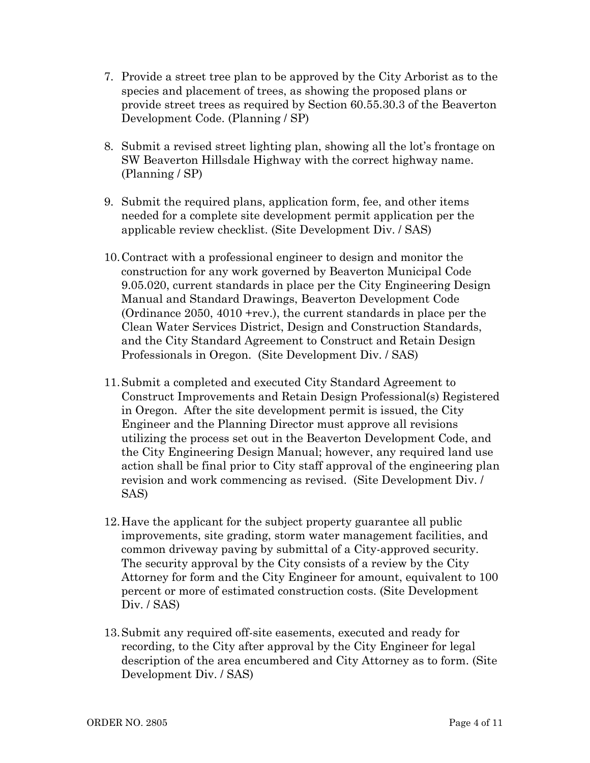7. Provide a street tree plan to be approved by the City Arborist as to the species and placement of trees, as showing the proposed plans or provide street trees as required by Section 60.55.30.3 of the Beaverton Development Code. (Planning / SP)

8. Submit a revised street lighting plan, showing all the lot's frontage on SW Beaverton Hillsdale Highway with the correct highway name. (Planning / SP)

9. Submit the required plans, application form, fee, and other items needed for a complete site development permit application per the applicable review checklist. (Site Development Div. / SAS)

10. Contract with a professional engineer to design and monitor the construction for any work governed by Beaverton Municipal Code 9.05.020, current standards in place per the City Engineering Design Manual and Standard Drawings, Beaverton Development Code (Ordinance 2050, 4010 +rev.), the current standards in place per the Clean Water Services District, Design and Construction Standards, and the City Standard Agreement to Construct and Retain Design Professionals in Oregon. (Site Development Div. / SAS)

11. Submit a completed and executed City Standard Agreement to Construct Improvements and Retain Design Professional(s) Registered in Oregon. After the site development permit is issued, the City Engineer and the Planning Director must approve all revisions utilizing the process set out in the Beaverton Development Code, and the City Engineering Design Manual; however, any required land use action shall be final prior to City staff approval of the engineering plan revision and work commencing as revised. (Site Development Div. / SAS)

12. Have the applicant for the subject property guarantee all public improvements, site grading, storm water management facilities, and common driveway paving by submittal of a City-approved security. The security approval by the City consists of a review by the City Attorney for form and the City Engineer for amount, equivalent to 100 percent or more of estimated construction costs. (Site Development Div. / SAS)

13. Submit any required off-site easements, executed and ready for recording, to the City after approval by the City Engineer for legal description of the area encumbered and City Attorney as to form. (Site Development Div. / SAS)

ORDER NO. 2805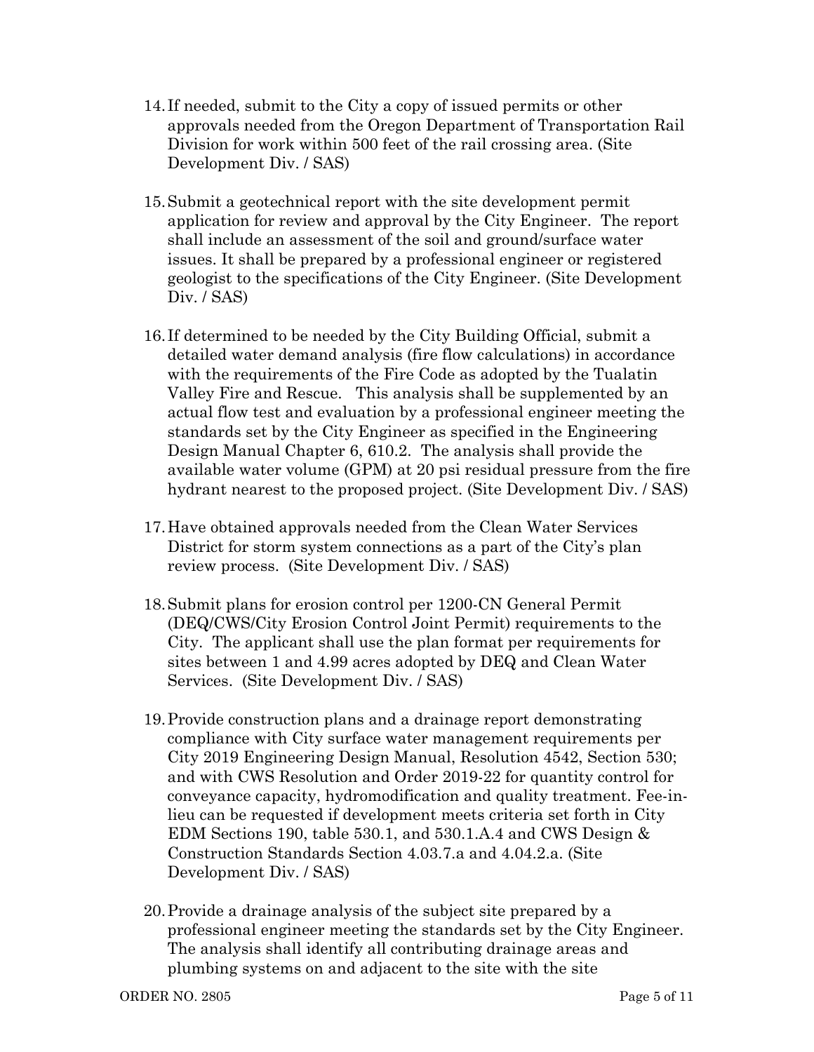14. If needed, submit to the City a copy of issued permits or other approvals needed from the Oregon Department of Transportation Rail Division for work within 500 feet of the rail crossing area. (Site Development Div. / SAS)

15. Submit a geotechnical report with the site development permit application for review and approval by the City Engineer. The report shall include an assessment of the soil and ground/surface water issues. It shall be prepared by a professional engineer or registered geologist to the specifications of the City Engineer. (Site Development Div. / SAS)

16. If determined to be needed by the City Building Official, submit a detailed water demand analysis (fire flow calculations) in accordance with the requirements of the Fire Code as adopted by the Tualatin Valley Fire and Rescue. This analysis shall be supplemented by an actual flow test and evaluation by a professional engineer meeting the standards set by the City Engineer as specified in the Engineering Design Manual Chapter 6, 610.2. The analysis shall provide the available water volume (GPM) at 20 psi residual pressure from the fire hydrant nearest to the proposed project. (Site Development Div. / SAS)

17. Have obtained approvals needed from the Clean Water Services District for storm system connections as a part of the City's plan review process. (Site Development Div. / SAS)

18. Submit plans for erosion control per 1200-CN General Permit (DEQ/CWS/City Erosion Control Joint Permit) requirements to the City. The applicant shall use the plan format per requirements for sites between 1 and 4.99 acres adopted by DEQ and Clean Water Services. (Site Development Div. / SAS)

19. Provide construction plans and a drainage report demonstrating compliance with City surface water management requirements per City 2019 Engineering Design Manual, Resolution 4542, Section 530; and with CWS Resolution and Order 2019-22 for quantity control for conveyance capacity, hydromodification and quality treatment. Fee-in-lieu can be requested if development meets criteria set forth in City EDM Sections 190, table 530.1, and 530.1.A.4 and CWS Design & Construction Standards Section 4.03.7.a and 4.04.2.a. (Site Development Div. / SAS)

20. Provide a drainage analysis of the subject site prepared by a professional engineer meeting the standards set by the City Engineer. The analysis shall identify all contributing drainage areas and plumbing systems on and adjacent to the site with the site

ORDER NO. 2805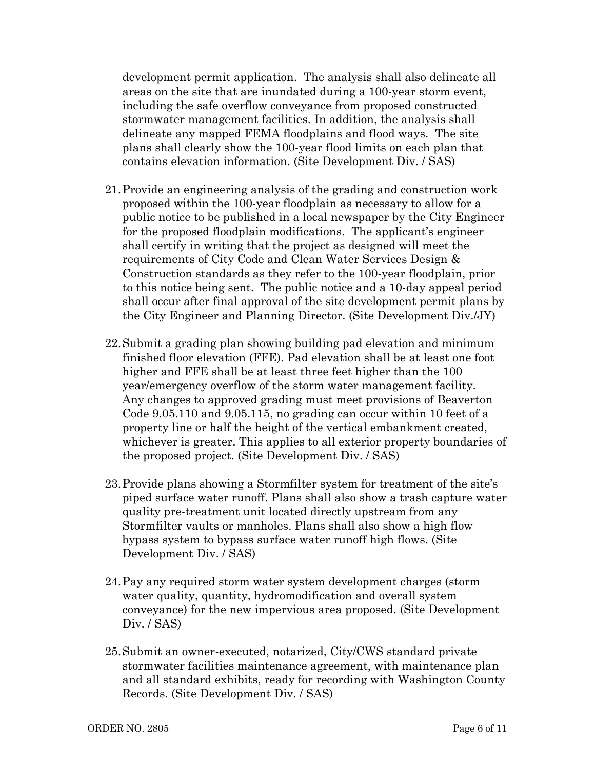development permit application. The analysis shall also delineate all areas on the site that are inundated during a 100-year storm event, including the safe overflow conveyance from proposed constructed stormwater management facilities. In addition, the analysis shall delineate any mapped FEMA floodplains and flood ways. The site plans shall clearly show the 100-year flood limits on each plan that contains elevation information. (Site Development Div. / SAS)

21. Provide an engineering analysis of the grading and construction work proposed within the 100-year floodplain as necessary to allow for a public notice to be published in a local newspaper by the City Engineer for the proposed floodplain modifications. The applicant's engineer shall certify in writing that the project as designed will meet the requirements of City Code and Clean Water Services Design & Construction standards as they refer to the 100-year floodplain, prior to this notice being sent. The public notice and a 10-day appeal period shall occur after final approval of the site development permit plans by the City Engineer and Planning Director. (Site Development Div./JY)

22. Submit a grading plan showing building pad elevation and minimum finished floor elevation (FFE). Pad elevation shall be at least one foot higher and FFE shall be at least three feet higher than the 100 year/emergency overflow of the storm water management facility. Any changes to approved grading must meet provisions of Beaverton Code 9.05.110 and 9.05.115, no grading can occur within 10 feet of a property line or half the height of the vertical embankment created, whichever is greater. This applies to all exterior property boundaries of the proposed project. (Site Development Div. / SAS)

23. Provide plans showing a Stormfilter system for treatment of the site's piped surface water runoff. Plans shall also show a trash capture water quality pre-treatment unit located directly upstream from any Stormfilter vaults or manholes. Plans shall also show a high flow bypass system to bypass surface water runoff high flows. (Site Development Div. / SAS)

24. Pay any required storm water system development charges (storm water quality, quantity, hydromodification and overall system conveyance) for the new impervious area proposed. (Site Development Div. / SAS)

25. Submit an owner-executed, notarized, City/CWS standard private stormwater facilities maintenance agreement, with maintenance plan and all standard exhibits, ready for recording with Washington County Records. (Site Development Div. / SAS)

ORDER NO. 2805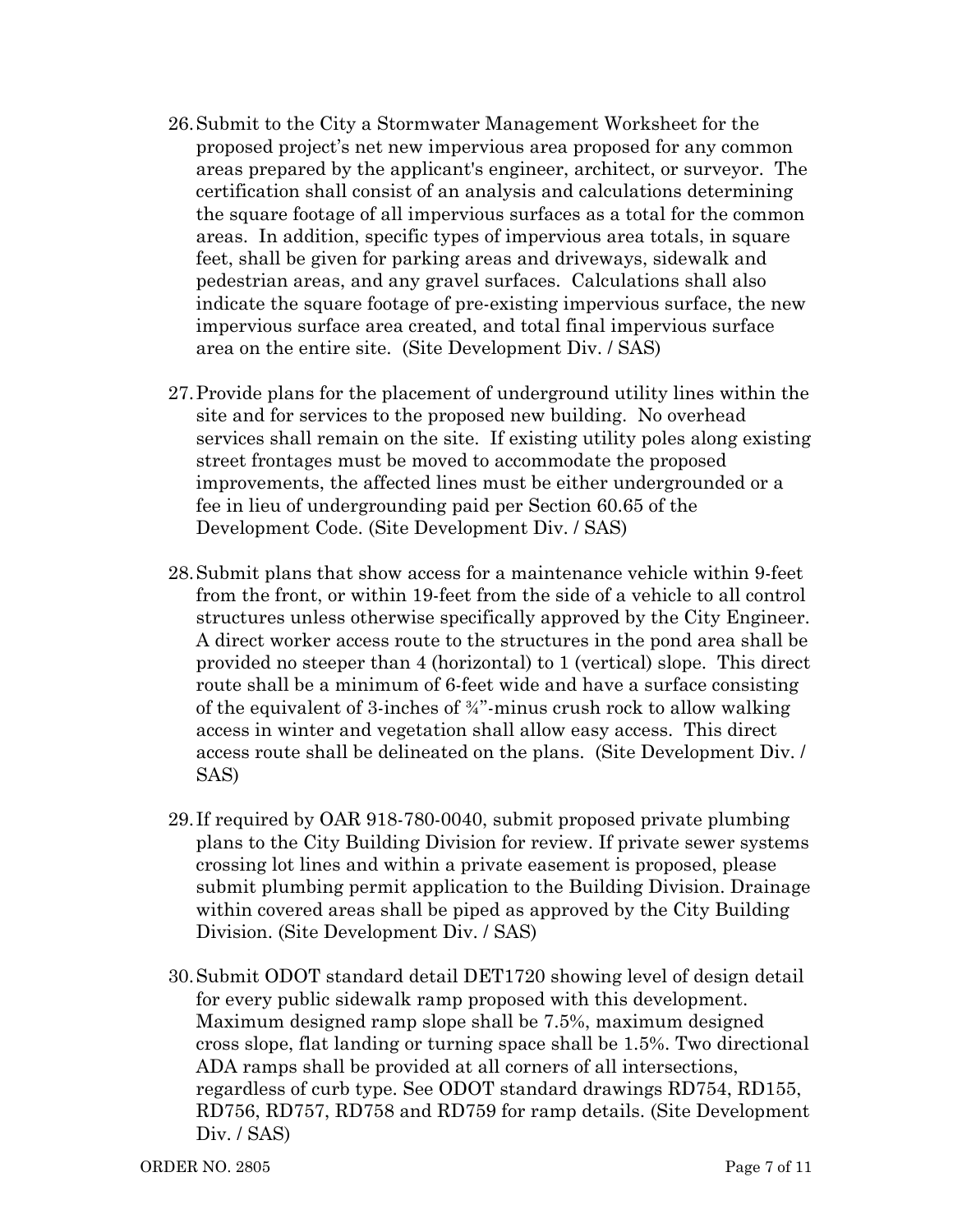26. Submit to the City a Stormwater Management Worksheet for the proposed project's net new impervious area proposed for any common areas prepared by the applicant's engineer, architect, or surveyor. The certification shall consist of an analysis and calculations determining the square footage of all impervious surfaces as a total for the common areas. In addition, specific types of impervious area totals, in square feet, shall be given for parking areas and driveways, sidewalk and pedestrian areas, and any gravel surfaces. Calculations shall also indicate the square footage of pre-existing impervious surface, the new impervious surface area created, and total final impervious surface area on the entire site. (Site Development Div. / SAS)

27. Provide plans for the placement of underground utility lines within the site and for services to the proposed new building. No overhead services shall remain on the site. If existing utility poles along existing street frontages must be moved to accommodate the proposed improvements, the affected lines must be either undergrounded or a fee in lieu of undergrounding paid per Section 60.65 of the Development Code. (Site Development Div. / SAS)

28. Submit plans that show access for a maintenance vehicle within 9-feet from the front, or within 19-feet from the side of a vehicle to all control structures unless otherwise specifically approved by the City Engineer. A direct worker access route to the structures in the pond area shall be provided no steeper than 4 (horizontal) to 1 (vertical) slope. This direct route shall be a minimum of 6-feet wide and have a surface consisting of the equivalent of 3-inches of ¾"-minus crush rock to allow walking access in winter and vegetation shall allow easy access. This direct access route shall be delineated on the plans. (Site Development Div. / SAS)

29. If required by OAR 918-780-0040, submit proposed private plumbing plans to the City Building Division for review. If private sewer systems crossing lot lines and within a private easement is proposed, please submit plumbing permit application to the Building Division. Drainage within covered areas shall be piped as approved by the City Building Division. (Site Development Div. / SAS)

30. Submit ODOT standard detail DET1720 showing level of design detail for every public sidewalk ramp proposed with this development. Maximum designed ramp slope shall be 7.5%, maximum designed cross slope, flat landing or turning space shall be 1.5%. Two directional ADA ramps shall be provided at all corners of all intersections, regardless of curb type. See ODOT standard drawings RD754, RD155, RD756, RD757, RD758 and RD759 for ramp details. (Site Development Div. / SAS)

ORDER NO. 2805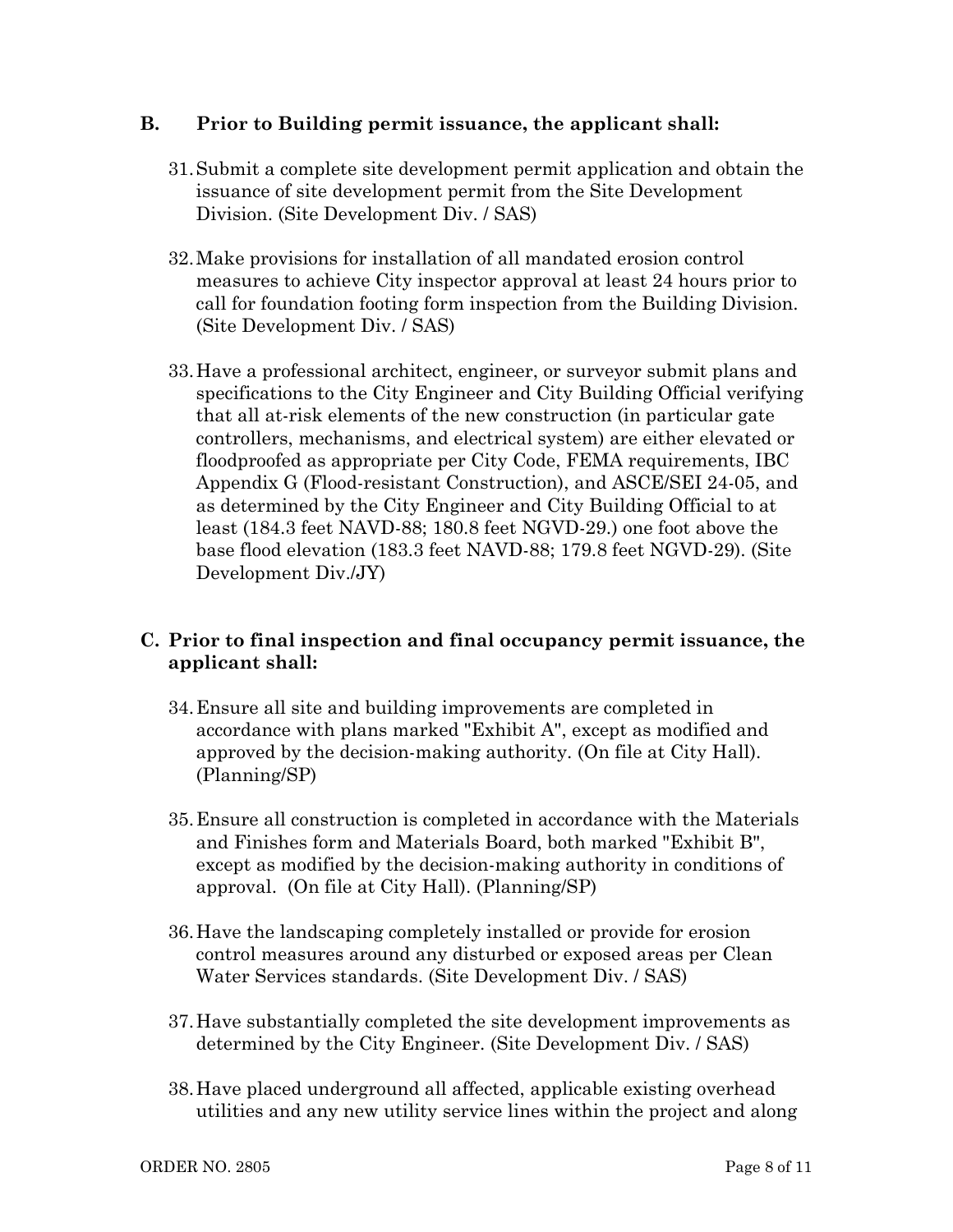## B. Prior to Building permit issuance, the applicant shall:

31. Submit a complete site development permit application and obtain the issuance of site development permit from the Site Development Division. (Site Development Div. / SAS)

32. Make provisions for installation of all mandated erosion control measures to achieve City inspector approval at least 24 hours prior to call for foundation footing form inspection from the Building Division. (Site Development Div. / SAS)

33. Have a professional architect, engineer, or surveyor submit plans and specifications to the City Engineer and City Building Official verifying that all at-risk elements of the new construction (in particular gate controllers, mechanisms, and electrical system) are either elevated or floodproofed as appropriate per City Code, FEMA requirements, IBC Appendix G (Flood-resistant Construction), and ASCE/SEI 24-05, and as determined by the City Engineer and City Building Official to at least (184.3 feet NAVD-88; 180.8 feet NGVD-29.) one foot above the base flood elevation (183.3 feet NAVD-88; 179.8 feet NGVD-29). (Site Development Div./JY)

## C. Prior to final inspection and final occupancy permit issuance, the applicant shall:

34. Ensure all site and building improvements are completed in accordance with plans marked "Exhibit A", except as modified and approved by the decision-making authority. (On file at City Hall). (Planning/SP)

35. Ensure all construction is completed in accordance with the Materials and Finishes form and Materials Board, both marked "Exhibit B", except as modified by the decision-making authority in conditions of approval. (On file at City Hall). (Planning/SP)

36. Have the landscaping completely installed or provide for erosion control measures around any disturbed or exposed areas per Clean Water Services standards. (Site Development Div. / SAS)

37. Have substantially completed the site development improvements as determined by the City Engineer. (Site Development Div. / SAS)

38. Have placed underground all affected, applicable existing overhead utilities and any new utility service lines within the project and along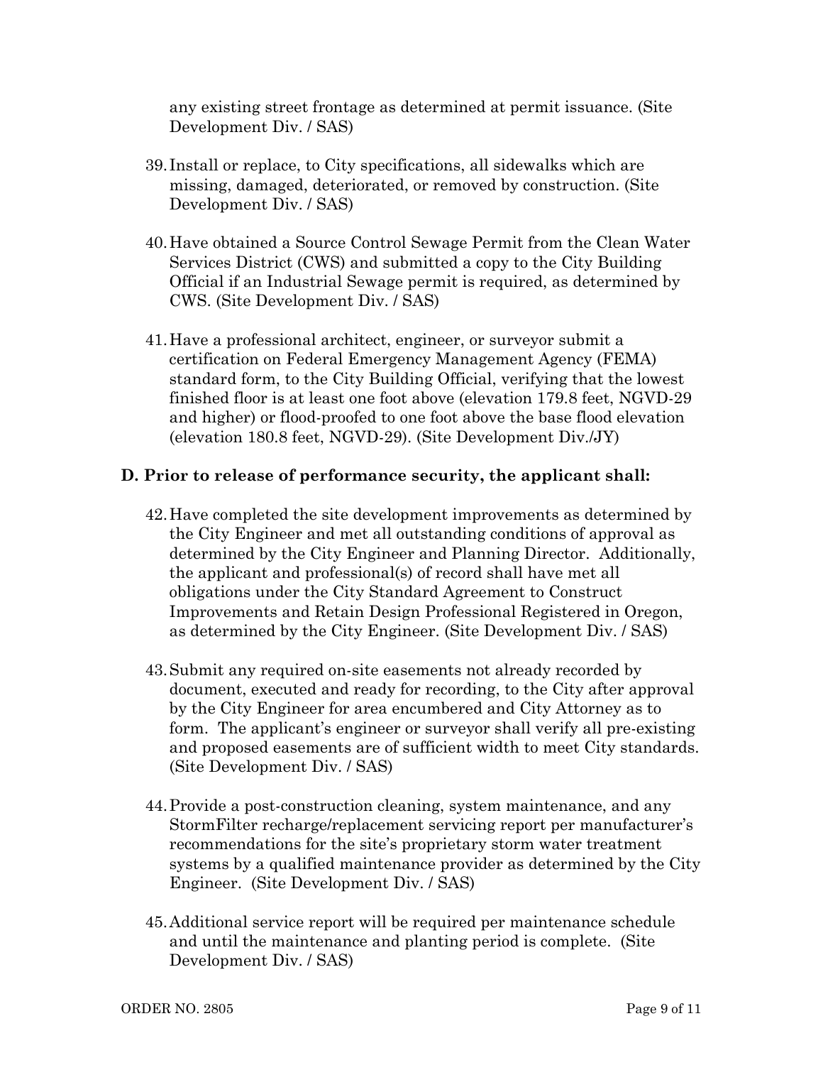any existing street frontage as determined at permit issuance. (Site Development Div. / SAS)

39. Install or replace, to City specifications, all sidewalks which are missing, damaged, deteriorated, or removed by construction. (Site Development Div. / SAS)

40. Have obtained a Source Control Sewage Permit from the Clean Water Services District (CWS) and submitted a copy to the City Building Official if an Industrial Sewage permit is required, as determined by CWS. (Site Development Div. / SAS)

41. Have a professional architect, engineer, or surveyor submit a certification on Federal Emergency Management Agency (FEMA) standard form, to the City Building Official, verifying that the lowest finished floor is at least one foot above (elevation 179.8 feet, NGVD-29 and higher) or flood-proofed to one foot above the base flood elevation (elevation 180.8 feet, NGVD-29). (Site Development Div./JY)

### D. Prior to release of performance security, the applicant shall:

42. Have completed the site development improvements as determined by the City Engineer and met all outstanding conditions of approval as determined by the City Engineer and Planning Director. Additionally, the applicant and professional(s) of record shall have met all obligations under the City Standard Agreement to Construct Improvements and Retain Design Professional Registered in Oregon, as determined by the City Engineer. (Site Development Div. / SAS)

43. Submit any required on-site easements not already recorded by document, executed and ready for recording, to the City after approval by the City Engineer for area encumbered and City Attorney as to form. The applicant's engineer or surveyor shall verify all pre-existing and proposed easements are of sufficient width to meet City standards. (Site Development Div. / SAS)

44. Provide a post-construction cleaning, system maintenance, and any StormFilter recharge/replacement servicing report per manufacturer's recommendations for the site's proprietary storm water treatment systems by a qualified maintenance provider as determined by the City Engineer. (Site Development Div. / SAS)

45. Additional service report will be required per maintenance schedule and until the maintenance and planting period is complete. (Site Development Div. / SAS)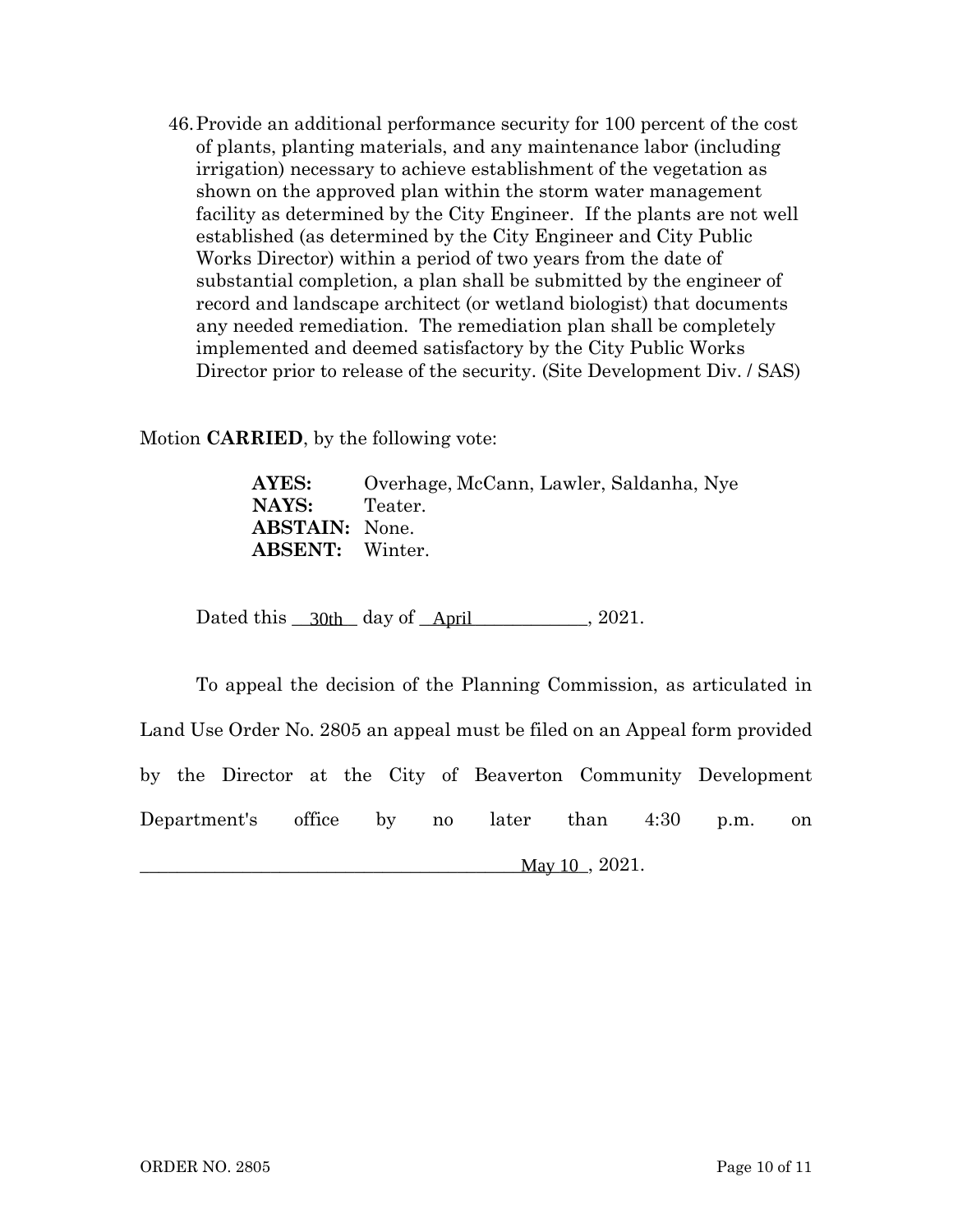46. Provide an additional performance security for 100 percent of the cost of plants, planting materials, and any maintenance labor (including irrigation) necessary to achieve establishment of the vegetation as shown on the approved plan within the storm water management facility as determined by the City Engineer. If the plants are not well established (as determined by the City Engineer and City Public Works Director) within a period of two years from the date of substantial completion, a plan shall be submitted by the engineer of record and landscape architect (or wetland biologist) that documents any needed remediation. The remediation plan shall be completely implemented and deemed satisfactory by the City Public Works Director prior to release of the security. (Site Development Div. / SAS)

Motion **CARRIED**, by the following vote:

**AYES:** Overhage, McCann, Lawler, Saldanha, Nye
**NAYS:** Teater.
**ABSTAIN:** None.
**ABSENT:** Winter.

Dated this 30th day of April, 2021.

To appeal the decision of the Planning Commission, as articulated in Land Use Order No. 2805 an appeal must be filed on an Appeal form provided by the Director at the City of Beaverton Community Development Department's office by no later than 4:30 p.m. on May 10, 2021.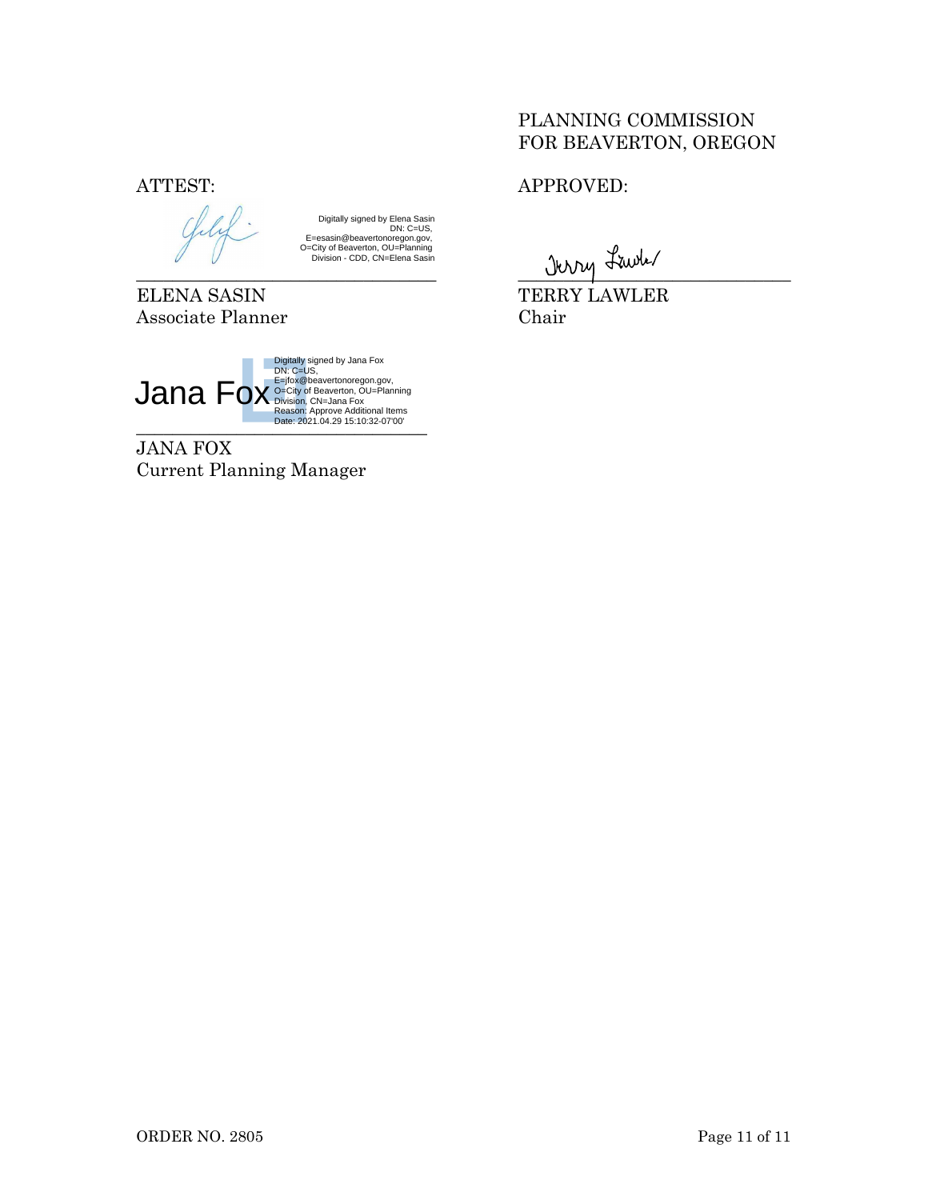PLANNING COMMISSION
FOR BEAVERTON, OREGON

ATTEST:

Digitally signed by Elena Sasin
DN: C=US,
E=esasin@beavertonoregon.gov,
O=City of Beaverton, OU=Planning
Division - CDD, CN=Elena Sasin

\_\_\_\_\_\_\_\_\_\_\_\_\_\_\_\_\_\_\_\_\_\_\_\_\_\_\_\_\_\_\_\_

ELENA SASIN
Associate Planner

Jana Fox

Digitally signed by Jana Fox
DN: C=US,
E=jfox@beavertonoregon.gov,
O=City of Beaverton, OU=Planning
Division, CN=Jana Fox
Reason: Approve Additional Items
Date: 2021.04.29 15:10:32-07'00'

\_\_\_\_\_\_\_\_\_\_\_\_\_\_\_\_\_\_\_\_\_\_\_\_\_\_\_\_\_\_\_\_

JANA FOX
Current Planning Manager

APPROVED:

Terry Lawler

\_\_\_\_\_\_\_\_\_\_\_\_\_\_\_\_\_\_\_\_\_\_\_\_\_\_\_\_\_\_\_\_

TERRY LAWLER
Chair

ORDER NO. 2805